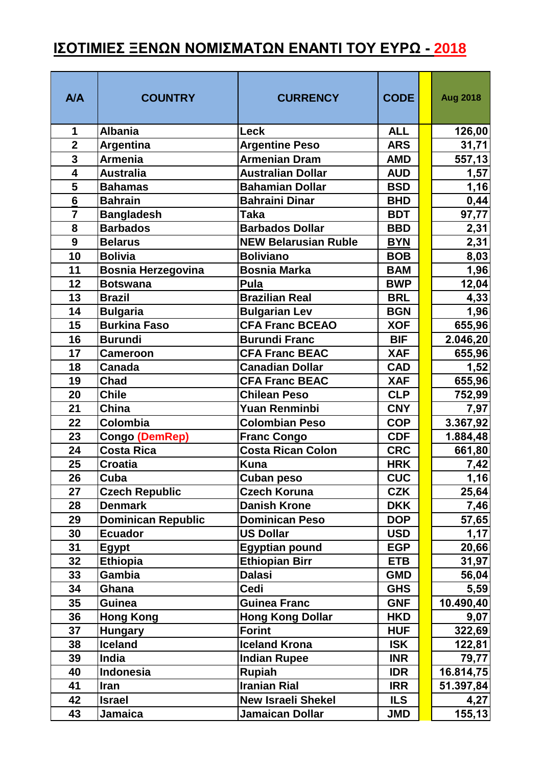# ΙΣΟΤΙΜΙΕΣ ΞΕΝΩΝ ΝΟΜΙΣΜΑΤΩΝ ΕΝΑΝΤΙ ΤΟΥ ΕΥΡΩ - 2018

| A/A | COUNTRY | CURRENCY | CODE | | Aug 2018 |
|---|---|---|---|---|---|
| 1 | Albania | Leck | ALL | | 126,00 |
| 2 | Argentina | Argentine Peso | ARS | | 31,71 |
| 3 | Armenia | Armenian Dram | AMD | | 557,13 |
| 4 | Australia | Australian Dollar | AUD | | 1,57 |
| 5 | Bahamas | Bahamian Dollar | BSD | | 1,16 |
| 6 | Bahrain | Bahraini Dinar | BHD | | 0,44 |
| 7 | Bangladesh | Taka | BDT | | 97,77 |
| 8 | Barbados | Barbados Dollar | BBD | | 2,31 |
| 9 | Belarus | NEW Belarusian Ruble | BYN | | 2,31 |
| 10 | Bolivia | Boliviano | BOB | | 8,03 |
| 11 | Bosnia Herzegovina | Bosnia Marka | BAM | | 1,96 |
| 12 | Botswana | Pula | BWP | | 12,04 |
| 13 | Brazil | Brazilian Real | BRL | | 4,33 |
| 14 | Bulgaria | Bulgarian Lev | BGN | | 1,96 |
| 15 | Burkina Faso | CFA Franc BCEAO | XOF | | 655,96 |
| 16 | Burundi | Burundi Franc | BIF | | 2.046,20 |
| 17 | Cameroon | CFA Franc BEAC | XAF | | 655,96 |
| 18 | Canada | Canadian Dollar | CAD | | 1,52 |
| 19 | Chad | CFA Franc BEAC | XAF | | 655,96 |
| 20 | Chile | Chilean Peso | CLP | | 752,99 |
| 21 | China | Yuan Renminbi | CNY | | 7,97 |
| 22 | Colombia | Colombian Peso | COP | | 3.367,92 |
| 23 | Congo (DemRep) | Franc Congo | CDF | | 1.884,48 |
| 24 | Costa Rica | Costa Rican Colon | CRC | | 661,80 |
| 25 | Croatia | Kuna | HRK | | 7,42 |
| 26 | Cuba | Cuban peso | CUC | | 1,16 |
| 27 | Czech Republic | Czech Koruna | CZK | | 25,64 |
| 28 | Denmark | Danish Krone | DKK | | 7,46 |
| 29 | Dominican Republic | Dominican Peso | DOP | | 57,65 |
| 30 | Ecuador | US Dollar | USD | | 1,17 |
| 31 | Egypt | Egyptian pound | EGP | | 20,66 |
| 32 | Ethiopia | Ethiopian Birr | ETB | | 31,97 |
| 33 | Gambia | Dalasi | GMD | | 56,04 |
| 34 | Ghana | Cedi | GHS | | 5,59 |
| 35 | Guinea | Guinea Franc | GNF | | 10.490,40 |
| 36 | Hong Kong | Hong Kong Dollar | HKD | | 9,07 |
| 37 | Hungary | Forint | HUF | | 322,69 |
| 38 | Iceland | Iceland Krona | ISK | | 122,81 |
| 39 | India | Indian Rupee | INR | | 79,77 |
| 40 | Indonesia | Rupiah | IDR | | 16.814,75 |
| 41 | Iran | Iranian Rial | IRR | | 51.397,84 |
| 42 | Israel | New Israeli Shekel | ILS | | 4,27 |
| 43 | Jamaica | Jamaican Dollar | JMD | | 155,13 |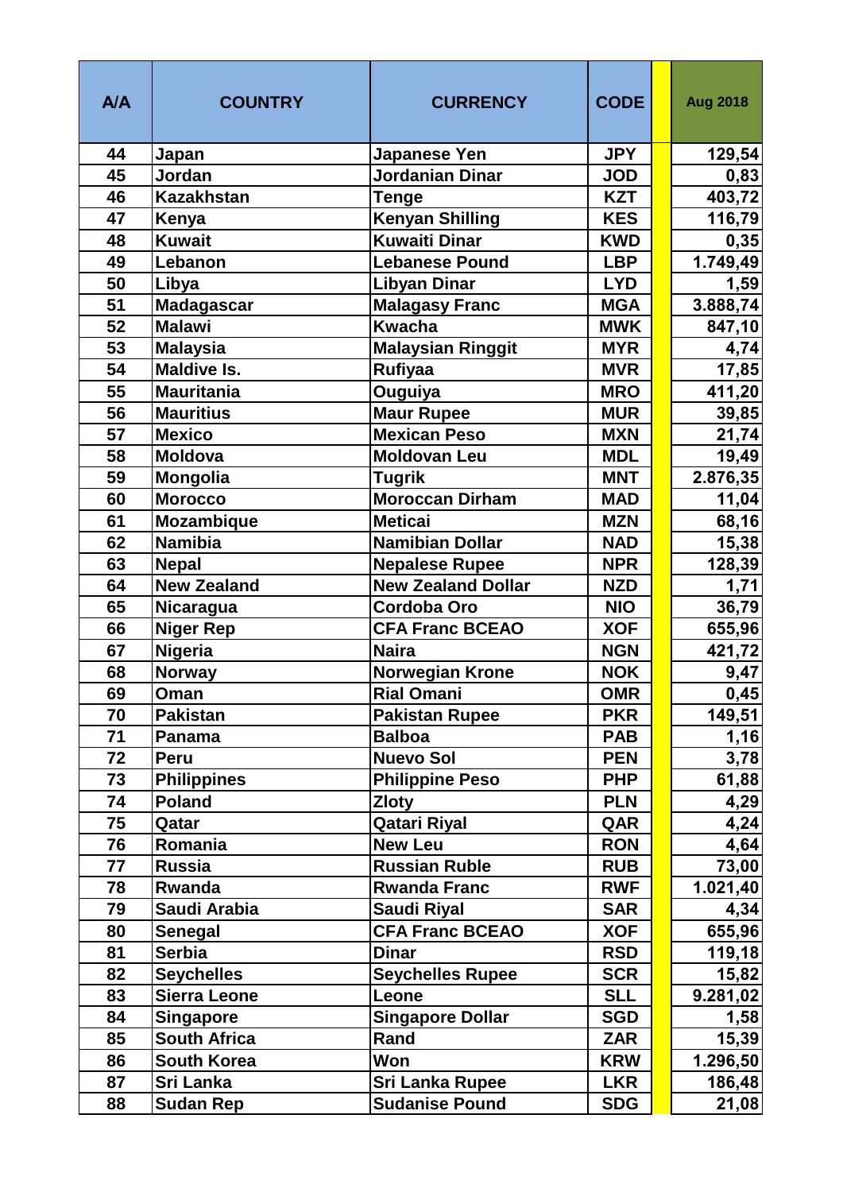| A/A | COUNTRY | CURRENCY | CODE | | Aug 2018 |
|---|---|---|---|---|---|
| 44 | Japan | Japanese Yen | JPY | | 129,54 |
| 45 | Jordan | Jordanian Dinar | JOD | | 0,83 |
| 46 | Kazakhstan | Tenge | KZT | | 403,72 |
| 47 | Kenya | Kenyan Shilling | KES | | 116,79 |
| 48 | Kuwait | Kuwaiti Dinar | KWD | | 0,35 |
| 49 | Lebanon | Lebanese Pound | LBP | | 1.749,49 |
| 50 | Libya | Libyan Dinar | LYD | | 1,59 |
| 51 | Madagascar | Malagasy Franc | MGA | | 3.888,74 |
| 52 | Malawi | Kwacha | MWK | | 847,10 |
| 53 | Malaysia | Malaysian Ringgit | MYR | | 4,74 |
| 54 | Maldive Is. | Rufiyaa | MVR | | 17,85 |
| 55 | Mauritania | Ouguiya | MRO | | 411,20 |
| 56 | Mauritius | Maur Rupee | MUR | | 39,85 |
| 57 | Mexico | Mexican Peso | MXN | | 21,74 |
| 58 | Moldova | Moldovan Leu | MDL | | 19,49 |
| 59 | Mongolia | Tugrik | MNT | | 2.876,35 |
| 60 | Morocco | Moroccan Dirham | MAD | | 11,04 |
| 61 | Mozambique | Meticai | MZN | | 68,16 |
| 62 | Namibia | Namibian Dollar | NAD | | 15,38 |
| 63 | Nepal | Nepalese Rupee | NPR | | 128,39 |
| 64 | New Zealand | New Zealand Dollar | NZD | | 1,71 |
| 65 | Nicaragua | Cordoba Oro | NIO | | 36,79 |
| 66 | Niger Rep | CFA Franc BCEAO | XOF | | 655,96 |
| 67 | Nigeria | Naira | NGN | | 421,72 |
| 68 | Norway | Norwegian Krone | NOK | | 9,47 |
| 69 | Oman | Rial Omani | OMR | | 0,45 |
| 70 | Pakistan | Pakistan Rupee | PKR | | 149,51 |
| 71 | Panama | Balboa | PAB | | 1,16 |
| 72 | Peru | Nuevo Sol | PEN | | 3,78 |
| 73 | Philippines | Philippine Peso | PHP | | 61,88 |
| 74 | Poland | Zloty | PLN | | 4,29 |
| 75 | Qatar | Qatari Riyal | QAR | | 4,24 |
| 76 | Romania | New Leu | RON | | 4,64 |
| 77 | Russia | Russian Ruble | RUB | | 73,00 |
| 78 | Rwanda | Rwanda Franc | RWF | | 1.021,40 |
| 79 | Saudi Arabia | Saudi Riyal | SAR | | 4,34 |
| 80 | Senegal | CFA Franc BCEAO | XOF | | 655,96 |
| 81 | Serbia | Dinar | RSD | | 119,18 |
| 82 | Seychelles | Seychelles Rupee | SCR | | 15,82 |
| 83 | Sierra Leone | Leone | SLL | | 9.281,02 |
| 84 | Singapore | Singapore Dollar | SGD | | 1,58 |
| 85 | South Africa | Rand | ZAR | | 15,39 |
| 86 | South Korea | Won | KRW | | 1.296,50 |
| 87 | Sri Lanka | Sri Lanka Rupee | LKR | | 186,48 |
| 88 | Sudan Rep | Sudanise Pound | SDG | | 21,08 |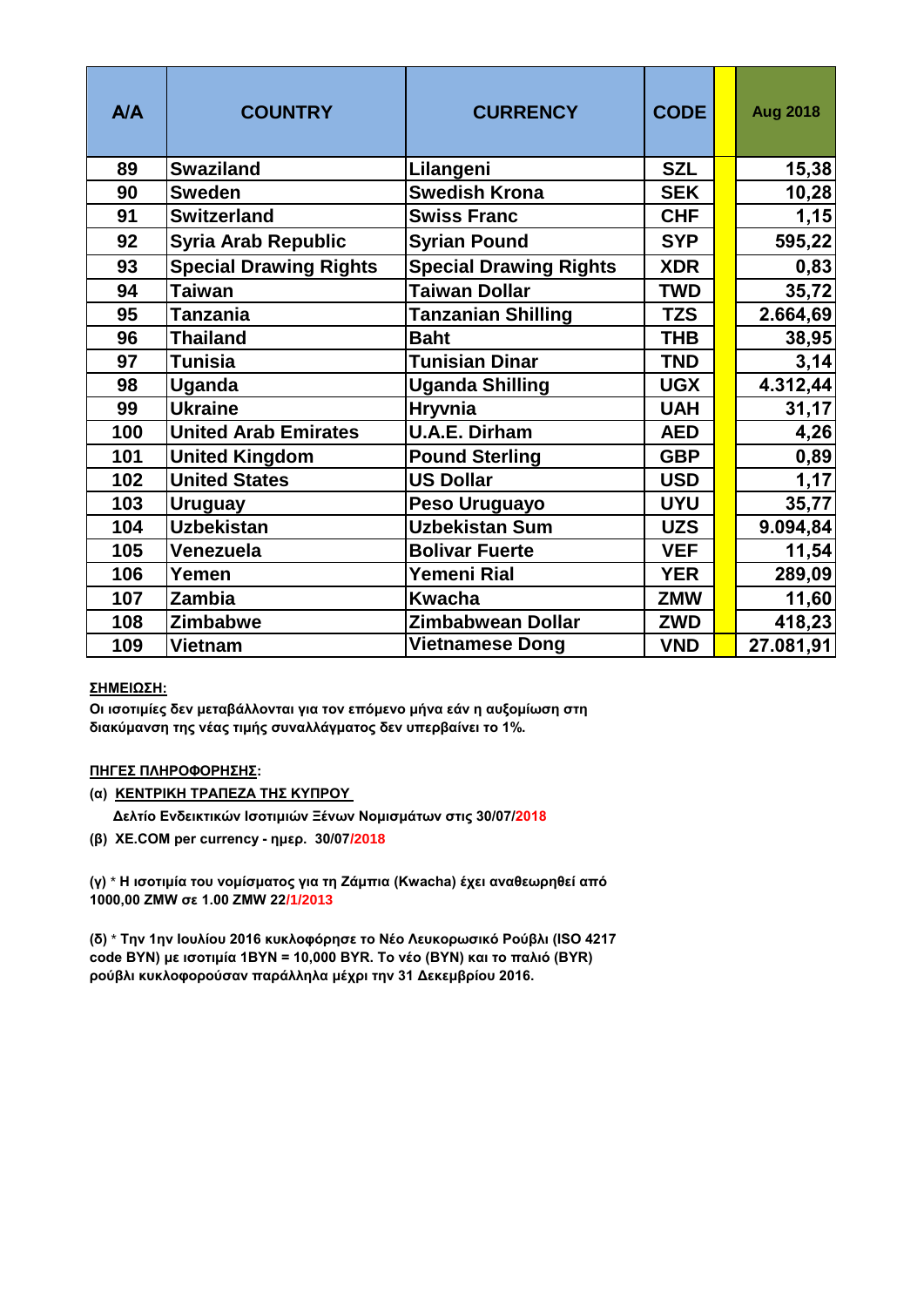| A/A | COUNTRY | CURRENCY | CODE | | Aug 2018 |
|---|---|---|---|---|---|
| 89 | Swaziland | Lilangeni | SZL | | 15,38 |
| 90 | Sweden | Swedish Krona | SEK | | 10,28 |
| 91 | Switzerland | Swiss Franc | CHF | | 1,15 |
| 92 | Syria Arab Republic | Syrian Pound | SYP | | 595,22 |
| 93 | Special Drawing Rights | Special Drawing Rights | XDR | | 0,83 |
| 94 | Taiwan | Taiwan Dollar | TWD | | 35,72 |
| 95 | Tanzania | Tanzanian Shilling | TZS | | 2.664,69 |
| 96 | Thailand | Baht | THB | | 38,95 |
| 97 | Tunisia | Tunisian Dinar | TND | | 3,14 |
| 98 | Uganda | Uganda Shilling | UGX | | 4.312,44 |
| 99 | Ukraine | Hryvnia | UAH | | 31,17 |
| 100 | United Arab Emirates | U.A.E. Dirham | AED | | 4,26 |
| 101 | United Kingdom | Pound Sterling | GBP | | 0,89 |
| 102 | United States | US Dollar | USD | | 1,17 |
| 103 | Uruguay | Peso Uruguayo | UYU | | 35,77 |
| 104 | Uzbekistan | Uzbekistan Sum | UZS | | 9.094,84 |
| 105 | Venezuela | Bolivar Fuerte | VEF | | 11,54 |
| 106 | Yemen | Yemeni Rial | YER | | 289,09 |
| 107 | Zambia | Kwacha | ZMW | | 11,60 |
| 108 | Zimbabwe | Zimbabwean Dollar | ZWD | | 418,23 |
| 109 | Vietnam | Vietnamese Dong | VND | | 27.081,91 |

**ΣΗΜΕΙΩΣΗ:**

**Οι ισοτιμίες δεν μεταβάλλονται για τον επόμενο μήνα εάν η αυξομίωση στη διακύμανση της νέας τιμής συναλλάγματος δεν υπερβαίνει το 1%.**

**ΠΗΓΕΣ ΠΛΗΡΟΦΟΡΗΣΗΣ:**

**(α) ΚΕΝΤΡΙΚΗ ΤΡΑΠΕΖΑ ΤΗΣ ΚΥΠΡΟΥ**

**Δελτίο Ενδεικτικών Ισοτιμιών Ξένων Νομισμάτων στις 30/07/2018**

**(β) XE.COM per currency - ημερ. 30/07/2018**

**(γ) * Η ισοτιμία του νομίσματος για τη Ζάμπια (Kwacha) έχει αναθεωρηθεί από 1000,00 ZMW σε 1.00 ZMW 22/1/2013**

**(δ) * Την 1ην Ιουλίου 2016 κυκλοφόρησε το Νέο Λευκορωσικό Ρούβλι (ISO 4217 code BYN) με ισοτιμία 1BYN = 10,000 BYR. Το νέο (BYN) και το παλιό (BYR) ρούβλι κυκλοφορούσαν παράλληλα μέχρι την 31 Δεκεμβρίου 2016.**